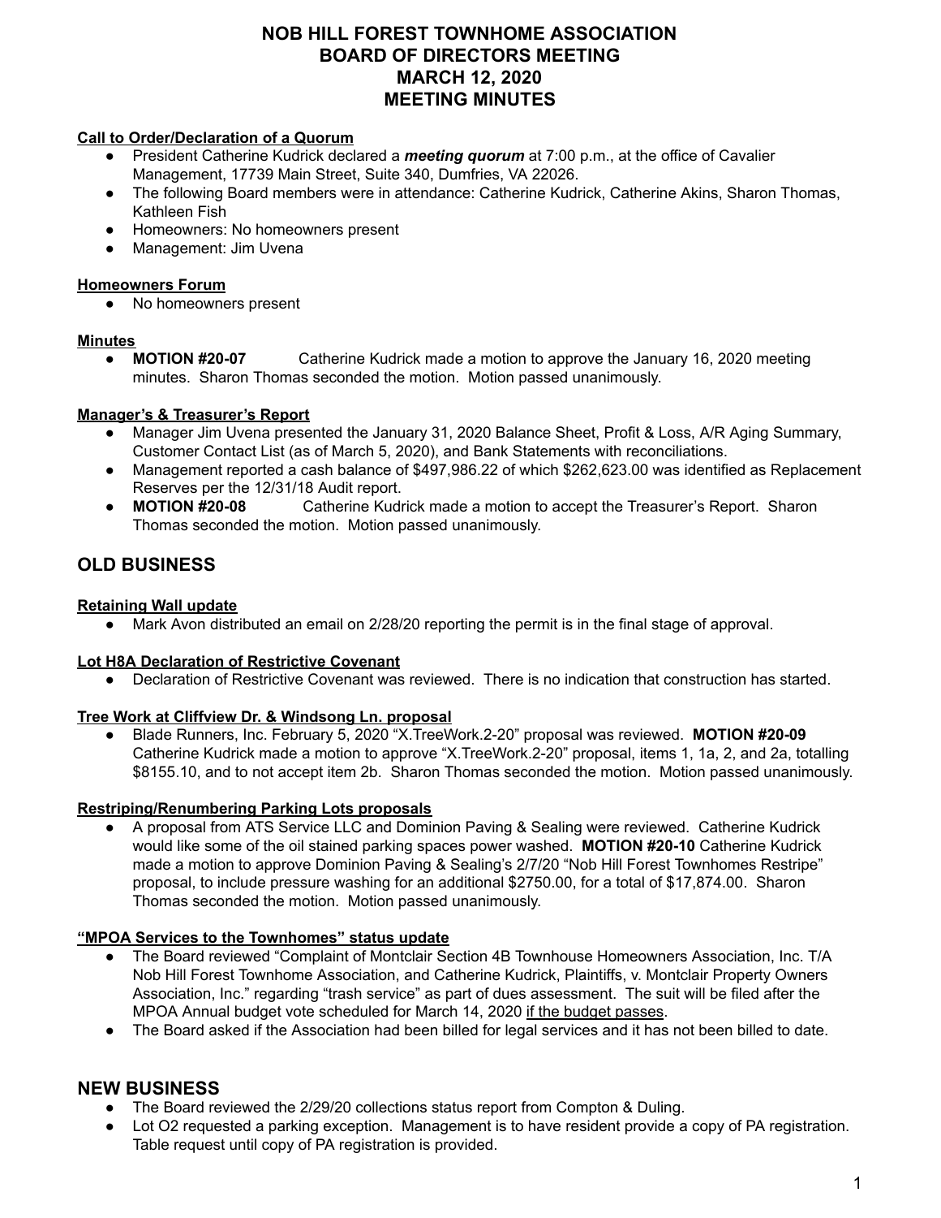# NOB HILL FOREST TOWNHOME ASSOCIATION
# BOARD OF DIRECTORS MEETING
# MARCH 12, 2020
# MEETING MINUTES

**Call to Order/Declaration of a Quorum**

- President Catherine Kudrick declared a ***meeting quorum*** at 7:00 p.m., at the office of Cavalier Management, 17739 Main Street, Suite 340, Dumfries, VA 22026.
- The following Board members were in attendance: Catherine Kudrick, Catherine Akins, Sharon Thomas, Kathleen Fish
- Homeowners: No homeowners present
- Management: Jim Uvena

**Homeowners Forum**

- No homeowners present

**Minutes**

- **MOTION #20-07** Catherine Kudrick made a motion to approve the January 16, 2020 meeting minutes. Sharon Thomas seconded the motion. Motion passed unanimously.

**Manager's & Treasurer's Report**

- Manager Jim Uvena presented the January 31, 2020 Balance Sheet, Profit & Loss, A/R Aging Summary, Customer Contact List (as of March 5, 2020), and Bank Statements with reconciliations.
- Management reported a cash balance of $497,986.22 of which $262,623.00 was identified as Replacement Reserves per the 12/31/18 Audit report.
- **MOTION #20-08** Catherine Kudrick made a motion to accept the Treasurer's Report. Sharon Thomas seconded the motion. Motion passed unanimously.

## OLD BUSINESS

**Retaining Wall update**

- Mark Avon distributed an email on 2/28/20 reporting the permit is in the final stage of approval.

**Lot H8A Declaration of Restrictive Covenant**

- Declaration of Restrictive Covenant was reviewed. There is no indication that construction has started.

**Tree Work at Cliffview Dr. & Windsong Ln. proposal**

- Blade Runners, Inc. February 5, 2020 "X.TreeWork.2-20" proposal was reviewed. **MOTION #20-09** Catherine Kudrick made a motion to approve "X.TreeWork.2-20" proposal, items 1, 1a, 2, and 2a, totalling $8155.10, and to not accept item 2b. Sharon Thomas seconded the motion. Motion passed unanimously.

**Restriping/Renumbering Parking Lots proposals**

- A proposal from ATS Service LLC and Dominion Paving & Sealing were reviewed. Catherine Kudrick would like some of the oil stained parking spaces power washed. **MOTION #20-10** Catherine Kudrick made a motion to approve Dominion Paving & Sealing's 2/7/20 "Nob Hill Forest Townhomes Restripe" proposal, to include pressure washing for an additional $2750.00, for a total of $17,874.00. Sharon Thomas seconded the motion. Motion passed unanimously.

**"MPOA Services to the Townhomes" status update**

- The Board reviewed "Complaint of Montclair Section 4B Townhouse Homeowners Association, Inc. T/A Nob Hill Forest Townhome Association, and Catherine Kudrick, Plaintiffs, v. Montclair Property Owners Association, Inc." regarding "trash service" as part of dues assessment. The suit will be filed after the MPOA Annual budget vote scheduled for March 14, 2020 <u>if the budget passes</u>.
- The Board asked if the Association had been billed for legal services and it has not been billed to date.

## NEW BUSINESS

- The Board reviewed the 2/29/20 collections status report from Compton & Duling.
- Lot O2 requested a parking exception. Management is to have resident provide a copy of PA registration. Table request until copy of PA registration is provided.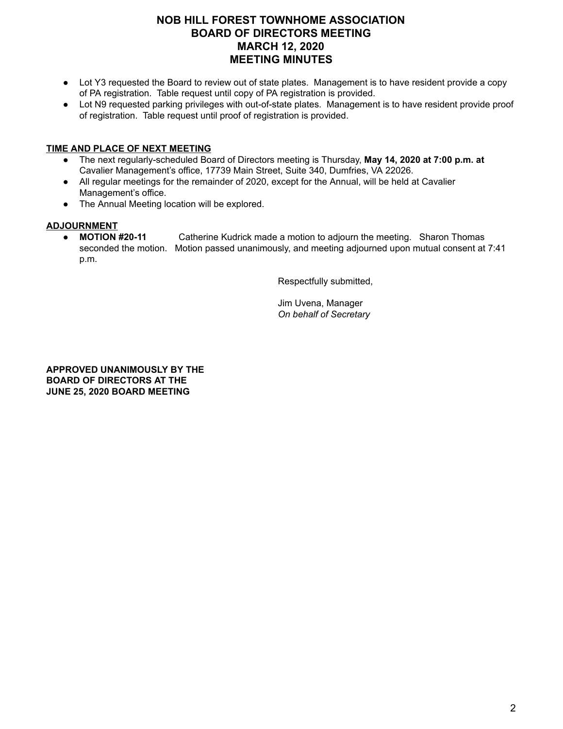# NOB HILL FOREST TOWNHOME ASSOCIATION
# BOARD OF DIRECTORS MEETING
# MARCH 12, 2020
# MEETING MINUTES

- Lot Y3 requested the Board to review out of state plates. Management is to have resident provide a copy of PA registration. Table request until copy of PA registration is provided.
- Lot N9 requested parking privileges with out-of-state plates. Management is to have resident provide proof of registration. Table request until proof of registration is provided.

## TIME AND PLACE OF NEXT MEETING

- The next regularly-scheduled Board of Directors meeting is Thursday, **May 14, 2020 at 7:00 p.m. at** Cavalier Management's office, 17739 Main Street, Suite 340, Dumfries, VA 22026.
- All regular meetings for the remainder of 2020, except for the Annual, will be held at Cavalier Management's office.
- The Annual Meeting location will be explored.

## ADJOURNMENT

- **MOTION #20-11** Catherine Kudrick made a motion to adjourn the meeting. Sharon Thomas seconded the motion. Motion passed unanimously, and meeting adjourned upon mutual consent at 7:41 p.m.

Respectfully submitted,

Jim Uvena, Manager
*On behalf of Secretary*

**APPROVED UNANIMOUSLY BY THE BOARD OF DIRECTORS AT THE JUNE 25, 2020 BOARD MEETING**